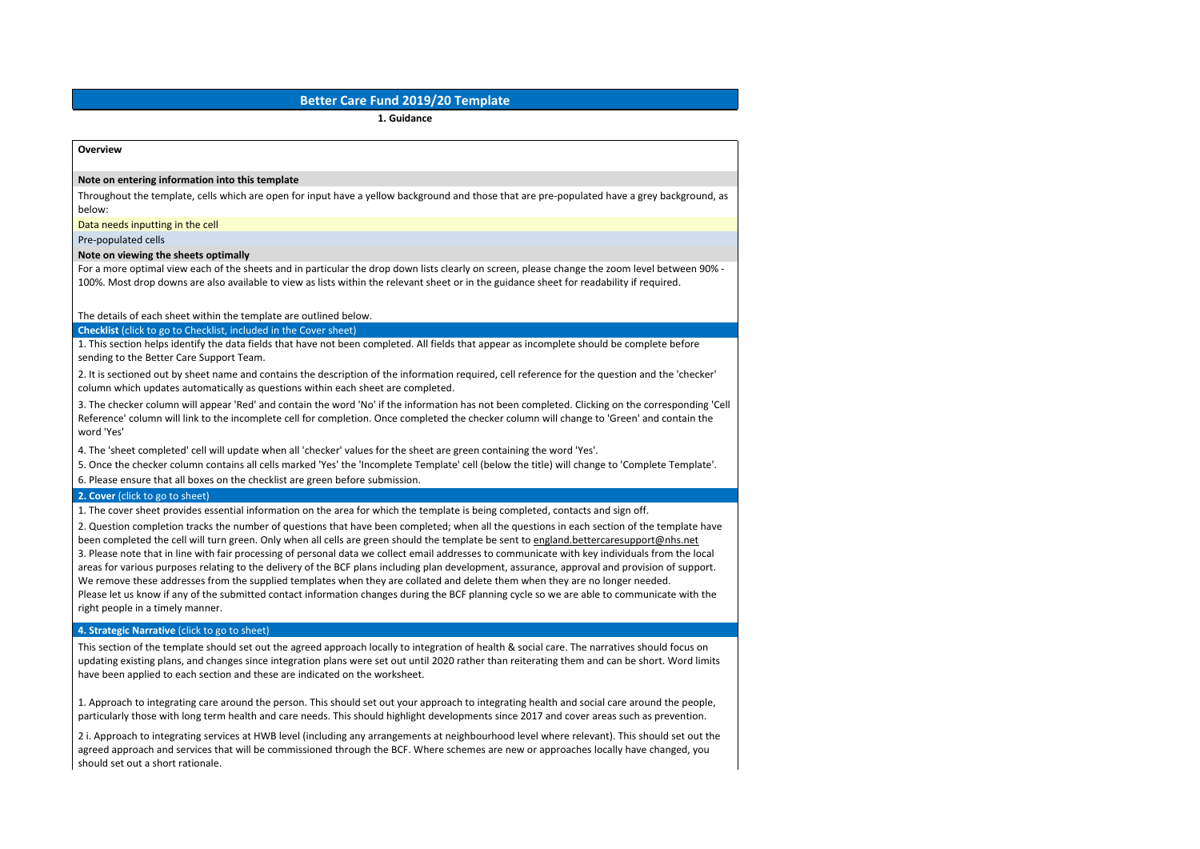# Better Care Fund 2019/20 Template

## 1. Guidance

### Overview

**Note on entering information into this template**

Throughout the template, cells which are open for input have a yellow background and those that are pre-populated have a grey background, as below:

Data needs inputting in the cell

Pre-populated cells

**Note on viewing the sheets optimally**

For a more optimal view each of the sheets and in particular the drop down lists clearly on screen, please change the zoom level between 90% - 100%. Most drop downs are also available to view as lists within the relevant sheet or in the guidance sheet for readability if required.

The details of each sheet within the template are outlined below.

### Checklist (click to go to Checklist, included in the Cover sheet)

1. This section helps identify the data fields that have not been completed. All fields that appear as incomplete should be complete before sending to the Better Care Support Team.
2. It is sectioned out by sheet name and contains the description of the information required, cell reference for the question and the 'checker' column which updates automatically as questions within each sheet are completed.
3. The checker column will appear 'Red' and contain the word 'No' if the information has not been completed. Clicking on the corresponding 'Cell Reference' column will link to the incomplete cell for completion. Once completed the checker column will change to 'Green' and contain the word 'Yes'
4. The 'sheet completed' cell will update when all 'checker' values for the sheet are green containing the word 'Yes'.
5. Once the checker column contains all cells marked 'Yes' the 'Incomplete Template' cell (below the title) will change to 'Complete Template'.
6. Please ensure that all boxes on the checklist are green before submission.

### 2. Cover (click to go to sheet)

1. The cover sheet provides essential information on the area for which the template is being completed, contacts and sign off.
2. Question completion tracks the number of questions that have been completed; when all the questions in each section of the template have been completed the cell will turn green. Only when all cells are green should the template be sent to england.bettercaresupport@nhs.net
3. Please note that in line with fair processing of personal data we collect email addresses to communicate with key individuals from the local areas for various purposes relating to the delivery of the BCF plans including plan development, assurance, approval and provision of support. We remove these addresses from the supplied templates when they are collated and delete them when they are no longer needed.
Please let us know if any of the submitted contact information changes during the BCF planning cycle so we are able to communicate with the right people in a timely manner.

### 4. Strategic Narrative (click to go to sheet)

This section of the template should set out the agreed approach locally to integration of health & social care. The narratives should focus on updating existing plans, and changes since integration plans were set out until 2020 rather than reiterating them and can be short. Word limits have been applied to each section and these are indicated on the worksheet.

1. Approach to integrating care around the person. This should set out your approach to integrating health and social care around the people, particularly those with long term health and care needs. This should highlight developments since 2017 and cover areas such as prevention.

2 i. Approach to integrating services at HWB level (including any arrangements at neighbourhood level where relevant). This should set out the agreed approach and services that will be commissioned through the BCF. Where schemes are new or approaches locally have changed, you should set out a short rationale.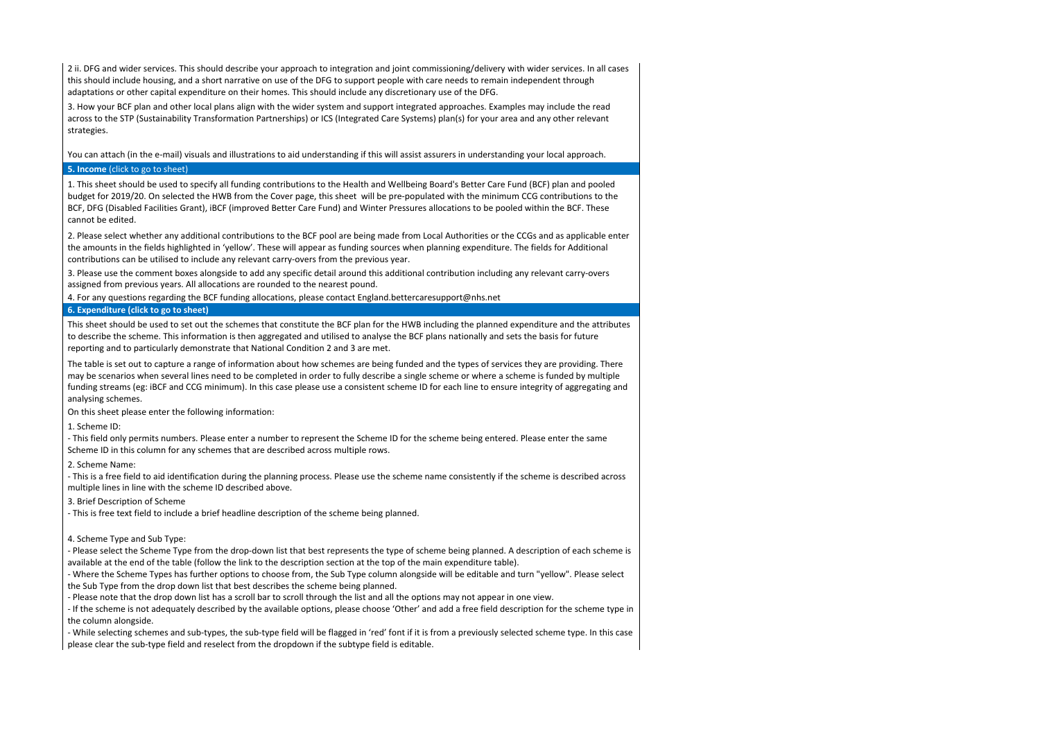2 ii. DFG and wider services. This should describe your approach to integration and joint commissioning/delivery with wider services. In all cases this should include housing, and a short narrative on use of the DFG to support people with care needs to remain independent through adaptations or other capital expenditure on their homes. This should include any discretionary use of the DFG.

3. How your BCF plan and other local plans align with the wider system and support integrated approaches. Examples may include the read across to the STP (Sustainability Transformation Partnerships) or ICS (Integrated Care Systems) plan(s) for your area and any other relevant strategies.

You can attach (in the e-mail) visuals and illustrations to aid understanding if this will assist assurers in understanding your local approach.

## 5. Income (click to go to sheet)

1. This sheet should be used to specify all funding contributions to the Health and Wellbeing Board's Better Care Fund (BCF) plan and pooled budget for 2019/20. On selected the HWB from the Cover page, this sheet will be pre-populated with the minimum CCG contributions to the BCF, DFG (Disabled Facilities Grant), iBCF (improved Better Care Fund) and Winter Pressures allocations to be pooled within the BCF. These cannot be edited.

2. Please select whether any additional contributions to the BCF pool are being made from Local Authorities or the CCGs and as applicable enter the amounts in the fields highlighted in 'yellow'. These will appear as funding sources when planning expenditure. The fields for Additional contributions can be utilised to include any relevant carry-overs from the previous year.

3. Please use the comment boxes alongside to add any specific detail around this additional contribution including any relevant carry-overs assigned from previous years. All allocations are rounded to the nearest pound.

4. For any questions regarding the BCF funding allocations, please contact England.bettercaresupport@nhs.net

## 6. Expenditure (click to go to sheet)

This sheet should be used to set out the schemes that constitute the BCF plan for the HWB including the planned expenditure and the attributes to describe the scheme. This information is then aggregated and utilised to analyse the BCF plans nationally and sets the basis for future reporting and to particularly demonstrate that National Condition 2 and 3 are met.

The table is set out to capture a range of information about how schemes are being funded and the types of services they are providing. There may be scenarios when several lines need to be completed in order to fully describe a single scheme or where a scheme is funded by multiple funding streams (eg: iBCF and CCG minimum). In this case please use a consistent scheme ID for each line to ensure integrity of aggregating and analysing schemes.

On this sheet please enter the following information:

1. Scheme ID:

- This field only permits numbers. Please enter a number to represent the Scheme ID for the scheme being entered. Please enter the same Scheme ID in this column for any schemes that are described across multiple rows.

2. Scheme Name:

- This is a free field to aid identification during the planning process. Please use the scheme name consistently if the scheme is described across multiple lines in line with the scheme ID described above.

3. Brief Description of Scheme

- This is free text field to include a brief headline description of the scheme being planned.

4. Scheme Type and Sub Type:

- Please select the Scheme Type from the drop-down list that best represents the type of scheme being planned. A description of each scheme is available at the end of the table (follow the link to the description section at the top of the main expenditure table).
- Where the Scheme Types has further options to choose from, the Sub Type column alongside will be editable and turn "yellow". Please select the Sub Type from the drop down list that best describes the scheme being planned.
- Please note that the drop down list has a scroll bar to scroll through the list and all the options may not appear in one view.
- If the scheme is not adequately described by the available options, please choose 'Other' and add a free field description for the scheme type in the column alongside.
- While selecting schemes and sub-types, the sub-type field will be flagged in 'red' font if it is from a previously selected scheme type. In this case please clear the sub-type field and reselect from the dropdown if the subtype field is editable.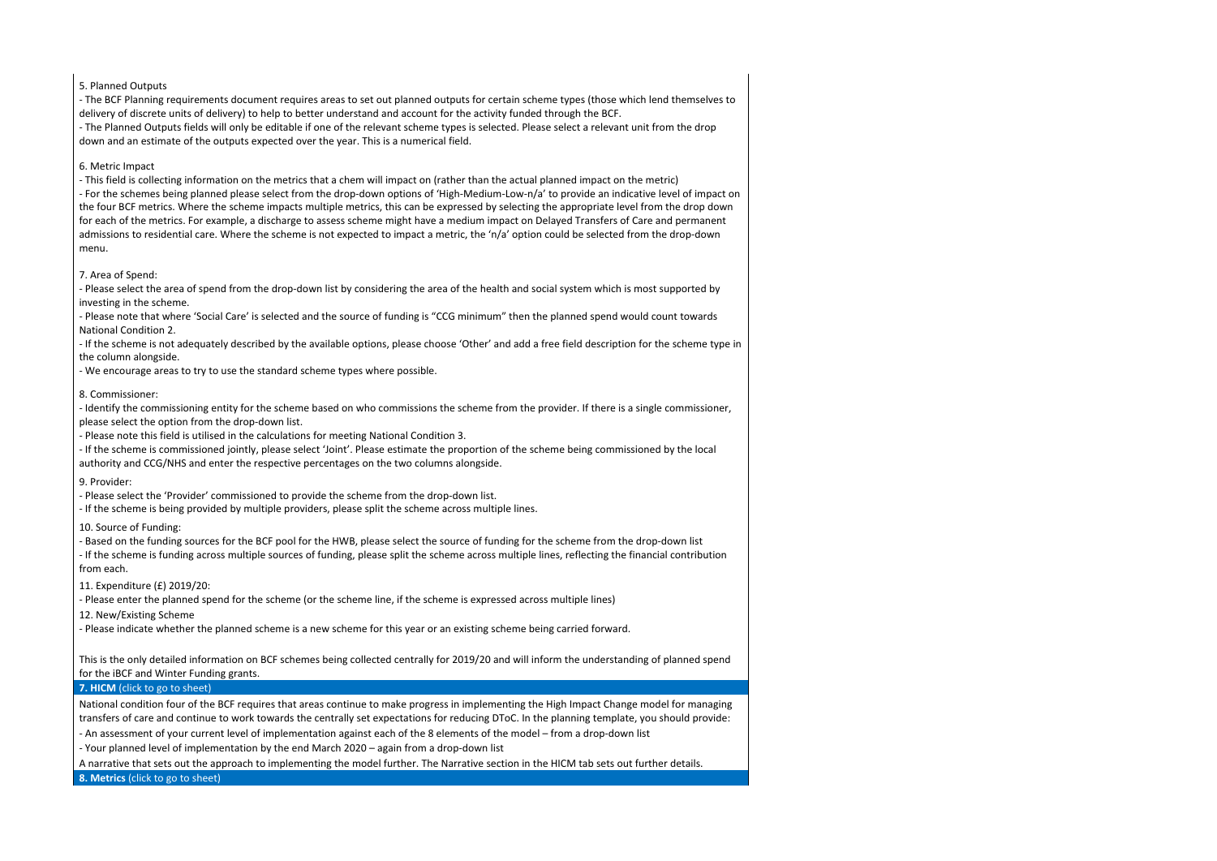5. Planned Outputs

- The BCF Planning requirements document requires areas to set out planned outputs for certain scheme types (those which lend themselves to delivery of discrete units of delivery) to help to better understand and account for the activity funded through the BCF.
- The Planned Outputs fields will only be editable if one of the relevant scheme types is selected. Please select a relevant unit from the drop down and an estimate of the outputs expected over the year. This is a numerical field.

6. Metric Impact

- This field is collecting information on the metrics that a chem will impact on (rather than the actual planned impact on the metric)
- For the schemes being planned please select from the drop-down options of 'High-Medium-Low-n/a' to provide an indicative level of impact on the four BCF metrics. Where the scheme impacts multiple metrics, this can be expressed by selecting the appropriate level from the drop down for each of the metrics. For example, a discharge to assess scheme might have a medium impact on Delayed Transfers of Care and permanent admissions to residential care. Where the scheme is not expected to impact a metric, the 'n/a' option could be selected from the drop-down menu.

7. Area of Spend:

- Please select the area of spend from the drop-down list by considering the area of the health and social system which is most supported by investing in the scheme.
- Please note that where 'Social Care' is selected and the source of funding is "CCG minimum" then the planned spend would count towards National Condition 2.
- If the scheme is not adequately described by the available options, please choose 'Other' and add a free field description for the scheme type in the column alongside.
- We encourage areas to try to use the standard scheme types where possible.

8. Commissioner:

- Identify the commissioning entity for the scheme based on who commissions the scheme from the provider. If there is a single commissioner, please select the option from the drop-down list.
- Please note this field is utilised in the calculations for meeting National Condition 3.
- If the scheme is commissioned jointly, please select 'Joint'. Please estimate the proportion of the scheme being commissioned by the local authority and CCG/NHS and enter the respective percentages on the two columns alongside.

9. Provider:

- Please select the 'Provider' commissioned to provide the scheme from the drop-down list.
- If the scheme is being provided by multiple providers, please split the scheme across multiple lines.

10. Source of Funding:

- Based on the funding sources for the BCF pool for the HWB, please select the source of funding for the scheme from the drop-down list
- If the scheme is funding across multiple sources of funding, please split the scheme across multiple lines, reflecting the financial contribution from each.

11. Expenditure (£) 2019/20:

- Please enter the planned spend for the scheme (or the scheme line, if the scheme is expressed across multiple lines)

12. New/Existing Scheme

- Please indicate whether the planned scheme is a new scheme for this year or an existing scheme being carried forward.

This is the only detailed information on BCF schemes being collected centrally for 2019/20 and will inform the understanding of planned spend for the iBCF and Winter Funding grants.

**7. HICM** (click to go to sheet)

National condition four of the BCF requires that areas continue to make progress in implementing the High Impact Change model for managing transfers of care and continue to work towards the centrally set expectations for reducing DToC. In the planning template, you should provide:

- An assessment of your current level of implementation against each of the 8 elements of the model – from a drop-down list
- Your planned level of implementation by the end March 2020 – again from a drop-down list

A narrative that sets out the approach to implementing the model further. The Narrative section in the HICM tab sets out further details.

**8. Metrics** (click to go to sheet)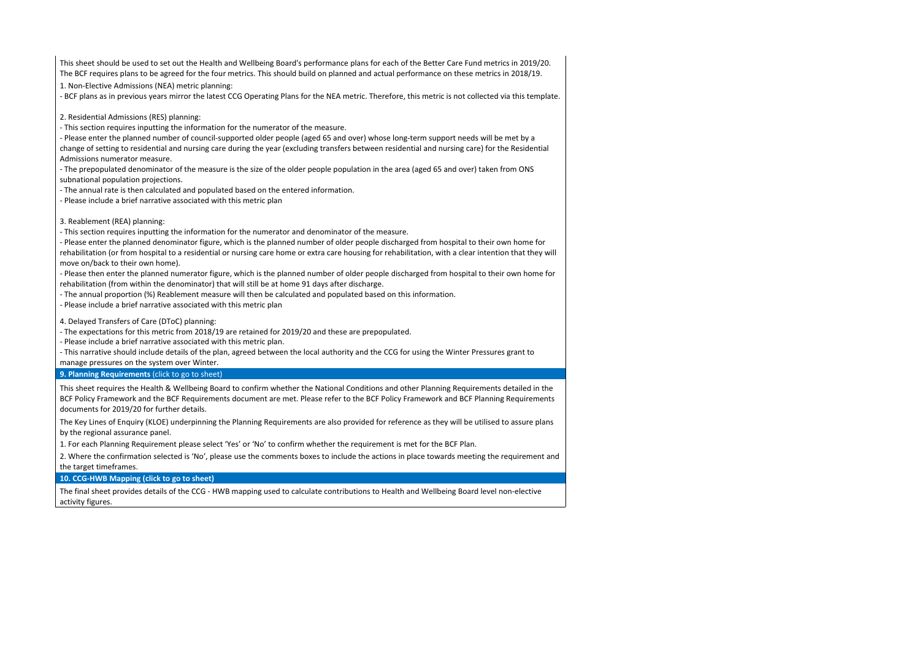This sheet should be used to set out the Health and Wellbeing Board's performance plans for each of the Better Care Fund metrics in 2019/20. The BCF requires plans to be agreed for the four metrics. This should build on planned and actual performance on these metrics in 2018/19.

1. Non-Elective Admissions (NEA) metric planning:

- BCF plans as in previous years mirror the latest CCG Operating Plans for the NEA metric. Therefore, this metric is not collected via this template.

2. Residential Admissions (RES) planning:

- This section requires inputting the information for the numerator of the measure.
- Please enter the planned number of council-supported older people (aged 65 and over) whose long-term support needs will be met by a change of setting to residential and nursing care during the year (excluding transfers between residential and nursing care) for the Residential Admissions numerator measure.
- The prepopulated denominator of the measure is the size of the older people population in the area (aged 65 and over) taken from ONS subnational population projections.
- The annual rate is then calculated and populated based on the entered information.
- Please include a brief narrative associated with this metric plan

3. Reablement (REA) planning:

- This section requires inputting the information for the numerator and denominator of the measure.
- Please enter the planned denominator figure, which is the planned number of older people discharged from hospital to their own home for rehabilitation (or from hospital to a residential or nursing care home or extra care housing for rehabilitation, with a clear intention that they will move on/back to their own home).
- Please then enter the planned numerator figure, which is the planned number of older people discharged from hospital to their own home for rehabilitation (from within the denominator) that will still be at home 91 days after discharge.
- The annual proportion (%) Reablement measure will then be calculated and populated based on this information.
- Please include a brief narrative associated with this metric plan

4. Delayed Transfers of Care (DToC) planning:

- The expectations for this metric from 2018/19 are retained for 2019/20 and these are prepopulated.
- Please include a brief narrative associated with this metric plan.
- This narrative should include details of the plan, agreed between the local authority and the CCG for using the Winter Pressures grant to manage pressures on the system over Winter.

**9. Planning Requirements** (click to go to sheet)

This sheet requires the Health & Wellbeing Board to confirm whether the National Conditions and other Planning Requirements detailed in the BCF Policy Framework and the BCF Requirements document are met. Please refer to the BCF Policy Framework and BCF Planning Requirements documents for 2019/20 for further details.

The Key Lines of Enquiry (KLOE) underpinning the Planning Requirements are also provided for reference as they will be utilised to assure plans by the regional assurance panel.

1. For each Planning Requirement please select 'Yes' or 'No' to confirm whether the requirement is met for the BCF Plan.

2. Where the confirmation selected is 'No', please use the comments boxes to include the actions in place towards meeting the requirement and the target timeframes.

**10. CCG-HWB Mapping (click to go to sheet)**

The final sheet provides details of the CCG - HWB mapping used to calculate contributions to Health and Wellbeing Board level non-elective activity figures.